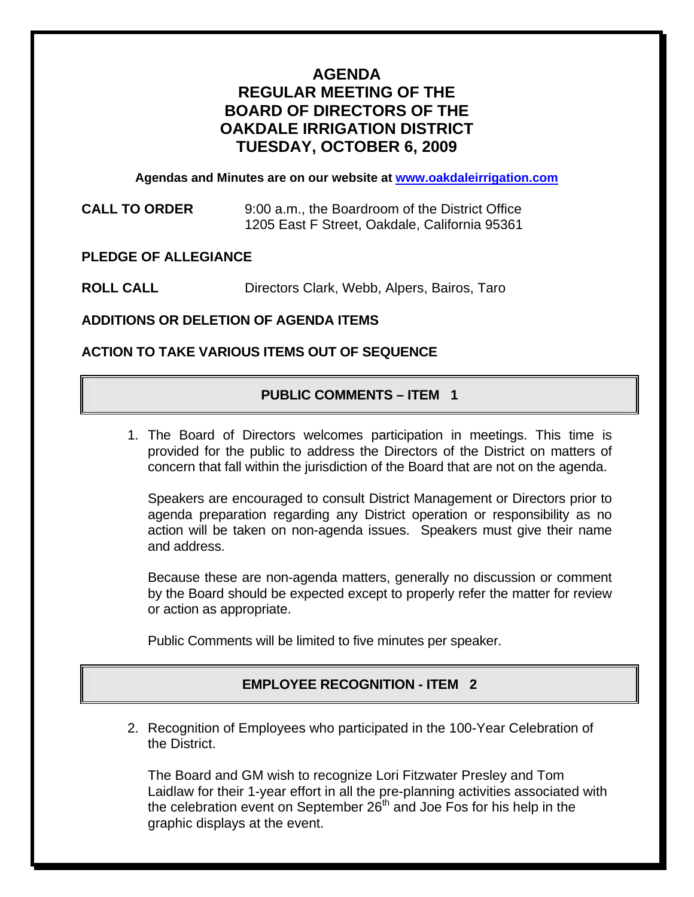# AGENDA
# REGULAR MEETING OF THE BOARD OF DIRECTORS OF THE OAKDALE IRRIGATION DISTRICT
# TUESDAY, OCTOBER 6, 2009

**Agendas and Minutes are on our website at [www.oakdaleirrigation.com](http://www.oakdaleirrigation.com)**

**CALL TO ORDER** 9:00 a.m., the Boardroom of the District Office
1205 East F Street, Oakdale, California 95361

**PLEDGE OF ALLEGIANCE**

**ROLL CALL** Directors Clark, Webb, Alpers, Bairos, Taro

**ADDITIONS OR DELETION OF AGENDA ITEMS**

**ACTION TO TAKE VARIOUS ITEMS OUT OF SEQUENCE**

## PUBLIC COMMENTS – ITEM 1

1. The Board of Directors welcomes participation in meetings. This time is provided for the public to address the Directors of the District on matters of concern that fall within the jurisdiction of the Board that are not on the agenda.

   Speakers are encouraged to consult District Management or Directors prior to agenda preparation regarding any District operation or responsibility as no action will be taken on non-agenda issues. Speakers must give their name and address.

   Because these are non-agenda matters, generally no discussion or comment by the Board should be expected except to properly refer the matter for review or action as appropriate.

   Public Comments will be limited to five minutes per speaker.

## EMPLOYEE RECOGNITION - ITEM 2

2. Recognition of Employees who participated in the 100-Year Celebration of the District.

   The Board and GM wish to recognize Lori Fitzwater Presley and Tom Laidlaw for their 1-year effort in all the pre-planning activities associated with the celebration event on September 26th and Joe Fos for his help in the graphic displays at the event.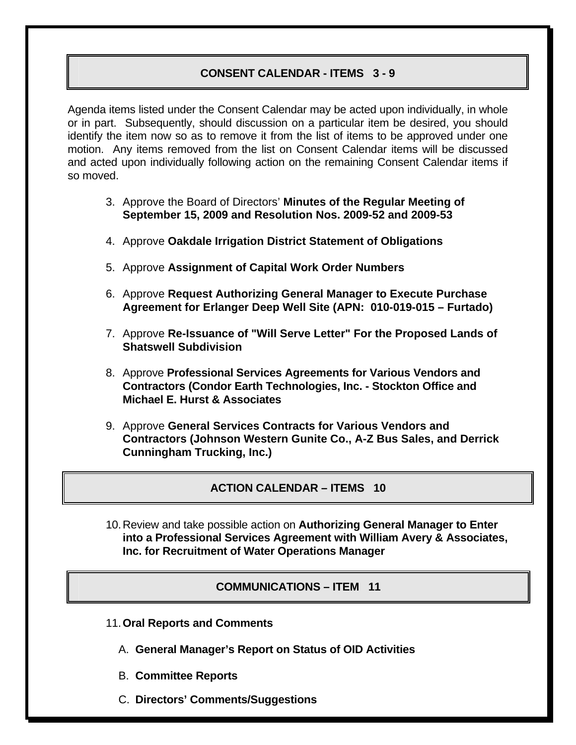## CONSENT CALENDAR - ITEMS 3 - 9

Agenda items listed under the Consent Calendar may be acted upon individually, in whole or in part. Subsequently, should discussion on a particular item be desired, you should identify the item now so as to remove it from the list of items to be approved under one motion. Any items removed from the list on Consent Calendar items will be discussed and acted upon individually following action on the remaining Consent Calendar items if so moved.

3. Approve the Board of Directors' **Minutes of the Regular Meeting of September 15, 2009 and Resolution Nos. 2009-52 and 2009-53**

4. Approve **Oakdale Irrigation District Statement of Obligations**

5. Approve **Assignment of Capital Work Order Numbers**

6. Approve **Request Authorizing General Manager to Execute Purchase Agreement for Erlanger Deep Well Site (APN: 010-019-015 – Furtado)**

7. Approve **Re-Issuance of "Will Serve Letter" For the Proposed Lands of Shatswell Subdivision**

8. Approve **Professional Services Agreements for Various Vendors and Contractors (Condor Earth Technologies, Inc. - Stockton Office and Michael E. Hurst & Associates**

9. Approve **General Services Contracts for Various Vendors and Contractors (Johnson Western Gunite Co., A-Z Bus Sales, and Derrick Cunningham Trucking, Inc.)**

## ACTION CALENDAR – ITEMS 10

10. Review and take possible action on **Authorizing General Manager to Enter into a Professional Services Agreement with William Avery & Associates, Inc. for Recruitment of Water Operations Manager**

## COMMUNICATIONS – ITEM 11

11. **Oral Reports and Comments**

    A. **General Manager's Report on Status of OID Activities**

    B. **Committee Reports**

    C. **Directors' Comments/Suggestions**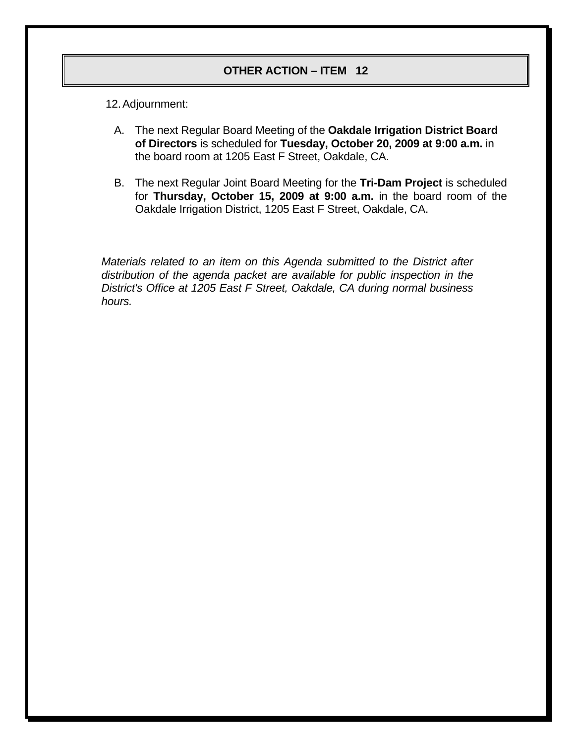## OTHER ACTION – ITEM 12

12. Adjournment:

   A. The next Regular Board Meeting of the **Oakdale Irrigation District Board of Directors** is scheduled for **Tuesday, October 20, 2009 at 9:00 a.m.** in the board room at 1205 East F Street, Oakdale, CA.

   B. The next Regular Joint Board Meeting for the **Tri-Dam Project** is scheduled for **Thursday, October 15, 2009 at 9:00 a.m.** in the board room of the Oakdale Irrigation District, 1205 East F Street, Oakdale, CA.

*Materials related to an item on this Agenda submitted to the District after distribution of the agenda packet are available for public inspection in the District's Office at 1205 East F Street, Oakdale, CA during normal business hours.*